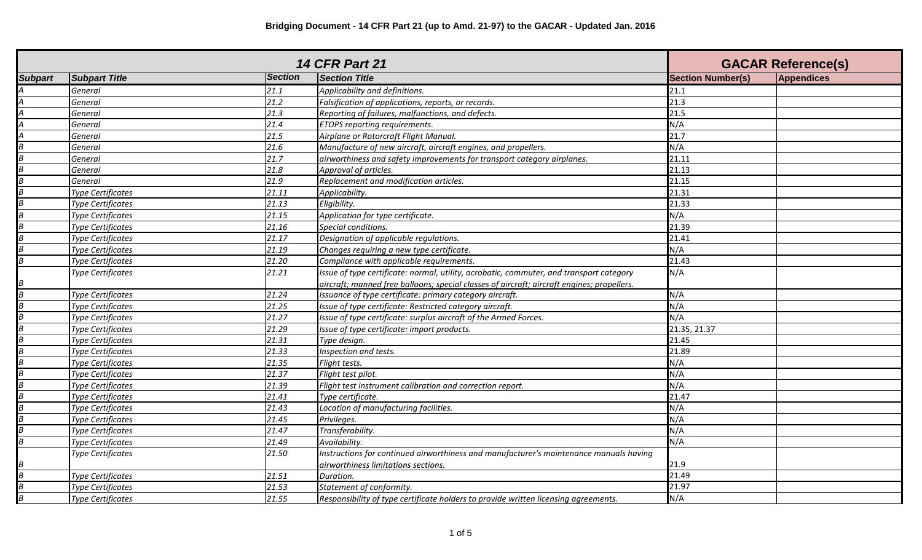**Bridging Document - 14 CFR Part 21 (up to Amd. 21-97) to the GACAR - Updated Jan. 2016**

| *14 CFR Part 21* | | | | GACAR Reference(s) | |
|---|---|---|---|---|---|
| **Subpart** | **Subpart Title** | **Section** | **Section Title** | **Section Number(s)** | **Appendices** |
| *A* | *General* | *21.1* | *Applicability and definitions.* | 21.1 | |
| *A* | *General* | *21.2* | *Falsification of applications, reports, or records.* | 21.3 | |
| *A* | *General* | *21.3* | *Reporting of failures, malfunctions, and defects.* | 21.5 | |
| *A* | *General* | *21.4* | *ETOPS reporting requirements.* | N/A | |
| *A* | *General* | *21.5* | *Airplane or Rotorcraft Flight Manual.* | 21.7 | |
| *B* | *General* | *21.6* | *Manufacture of new aircraft, aircraft engines, and propellers.* | N/A | |
| *B* | *General* | *21.7* | *airworthiness and safety improvements for transport category airplanes.* | 21.11 | |
| *B* | *General* | *21.8* | *Approval of articles.* | 21.13 | |
| *B* | *General* | *21.9* | *Replacement and modification articles.* | 21.15 | |
| *B* | *Type Certificates* | *21.11* | *Applicability.* | 21.31 | |
| *B* | *Type Certificates* | *21.13* | *Eligibility.* | 21.33 | |
| *B* | *Type Certificates* | *21.15* | *Application for type certificate.* | N/A | |
| *B* | *Type Certificates* | *21.16* | *Special conditions.* | 21.39 | |
| *B* | *Type Certificates* | *21.17* | *Designation of applicable regulations.* | 21.41 | |
| *B* | *Type Certificates* | *21.19* | *Changes requiring a new type certificate.* | N/A | |
| *B* | *Type Certificates* | *21.20* | *Compliance with applicable requirements.* | 21.43 | |
| *B* | *Type Certificates* | *21.21* | *Issue of type certificate: normal, utility, acrobatic, commuter, and transport category aircraft; manned free balloons; special classes of aircraft; aircraft engines; propellers.* | N/A | |
| *B* | *Type Certificates* | *21.24* | *Issuance of type certificate: primary category aircraft.* | N/A | |
| *B* | *Type Certificates* | *21.25* | *Issue of type certificate: Restricted category aircraft.* | N/A | |
| *B* | *Type Certificates* | *21.27* | *Issue of type certificate: surplus aircraft of the Armed Forces.* | N/A | |
| *B* | *Type Certificates* | *21.29* | *Issue of type certificate: import products.* | 21.35, 21.37 | |
| *B* | *Type Certificates* | *21.31* | *Type design.* | 21.45 | |
| *B* | *Type Certificates* | *21.33* | *Inspection and tests.* | 21.89 | |
| *B* | *Type Certificates* | *21.35* | *Flight tests.* | N/A | |
| *B* | *Type Certificates* | *21.37* | *Flight test pilot.* | N/A | |
| *B* | *Type Certificates* | *21.39* | *Flight test instrument calibration and correction report.* | N/A | |
| *B* | *Type Certificates* | *21.41* | *Type certificate.* | 21.47 | |
| *B* | *Type Certificates* | *21.43* | *Location of manufacturing facilities.* | N/A | |
| *B* | *Type Certificates* | *21.45* | *Privileges.* | N/A | |
| *B* | *Type Certificates* | *21.47* | *Transferability.* | N/A | |
| *B* | *Type Certificates* | *21.49* | *Availability.* | N/A | |
| *B* | *Type Certificates* | *21.50* | *Instructions for continued airworthiness and manufacturer's maintenance manuals having airworthiness limitations sections.* | 21.9 | |
| *B* | *Type Certificates* | *21.51* | *Duration.* | 21.49 | |
| *B* | *Type Certificates* | *21.53* | *Statement of conformity.* | 21.97 | |
| *B* | *Type Certificates* | *21.55* | *Responsibility of type certificate holders to provide written licensing agreements.* | N/A | |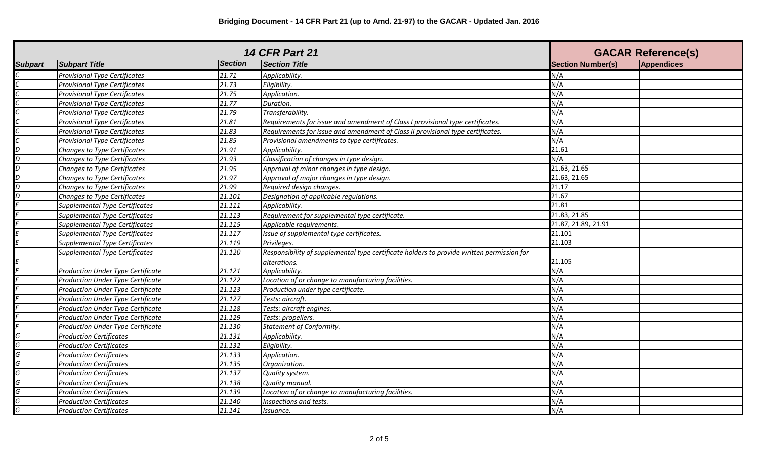**Bridging Document - 14 CFR Part 21 (up to Amd. 21-97) to the GACAR - Updated Jan. 2016**

| *14 CFR Part 21* | | | | GACAR Reference(s) | |
|---|---|---|---|---|---|
| Subpart | Subpart Title | Section | Section Title | Section Number(s) | Appendices |
| *C* | *Provisional Type Certificates* | *21.71* | *Applicability.* | N/A | |
| *C* | *Provisional Type Certificates* | *21.73* | *Eligibility.* | N/A | |
| *C* | *Provisional Type Certificates* | *21.75* | *Application.* | N/A | |
| *C* | *Provisional Type Certificates* | *21.77* | *Duration.* | N/A | |
| *C* | *Provisional Type Certificates* | *21.79* | *Transferability.* | N/A | |
| *C* | *Provisional Type Certificates* | *21.81* | *Requirements for issue and amendment of Class I provisional type certificates.* | N/A | |
| *C* | *Provisional Type Certificates* | *21.83* | *Requirements for issue and amendment of Class II provisional type certificates.* | N/A | |
| *C* | *Provisional Type Certificates* | *21.85* | *Provisional amendments to type certificates.* | N/A | |
| *D* | *Changes to Type Certificates* | *21.91* | *Applicability.* | 21.61 | |
| *D* | *Changes to Type Certificates* | *21.93* | *Classification of changes in type design.* | N/A | |
| *D* | *Changes to Type Certificates* | *21.95* | *Approval of minor changes in type design.* | 21.63, 21.65 | |
| *D* | *Changes to Type Certificates* | *21.97* | *Approval of major changes in type design.* | 21.63, 21.65 | |
| *D* | *Changes to Type Certificates* | *21.99* | *Required design changes.* | 21.17 | |
| *D* | *Changes to Type Certificates* | *21.101* | *Designation of applicable regulations.* | 21.67 | |
| *E* | *Supplemental Type Certificates* | *21.111* | *Applicability.* | 21.81 | |
| *E* | *Supplemental Type Certificates* | *21.113* | *Requirement for supplemental type certificate.* | 21.83, 21.85 | |
| *E* | *Supplemental Type Certificates* | *21.115* | *Applicable requirements.* | 21.87, 21.89, 21.91 | |
| *E* | *Supplemental Type Certificates* | *21.117* | *Issue of supplemental type certificates.* | 21.101 | |
| *E* | *Supplemental Type Certificates* | *21.119* | *Privileges.* | 21.103 | |
| *E* | *Supplemental Type Certificates* | *21.120* | *Responsibility of supplemental type certificate holders to provide written permission for alterations.* | 21.105 | |
| *F* | *Production Under Type Certificate* | *21.121* | *Applicability.* | N/A | |
| *F* | *Production Under Type Certificate* | *21.122* | *Location of or change to manufacturing facilities.* | N/A | |
| *F* | *Production Under Type Certificate* | *21.123* | *Production under type certificate.* | N/A | |
| *F* | *Production Under Type Certificate* | *21.127* | *Tests: aircraft.* | N/A | |
| *F* | *Production Under Type Certificate* | *21.128* | *Tests: aircraft engines.* | N/A | |
| *F* | *Production Under Type Certificate* | *21.129* | *Tests: propellers.* | N/A | |
| *F* | *Production Under Type Certificate* | *21.130* | *Statement of Conformity.* | N/A | |
| *G* | *Production Certificates* | *21.131* | *Applicability.* | N/A | |
| *G* | *Production Certificates* | *21.132* | *Eligibility.* | N/A | |
| *G* | *Production Certificates* | *21.133* | *Application.* | N/A | |
| *G* | *Production Certificates* | *21.135* | *Organization.* | N/A | |
| *G* | *Production Certificates* | *21.137* | *Quality system.* | N/A | |
| *G* | *Production Certificates* | *21.138* | *Quality manual.* | N/A | |
| *G* | *Production Certificates* | *21.139* | *Location of or change to manufacturing facilities.* | N/A | |
| *G* | *Production Certificates* | *21.140* | *Inspections and tests.* | N/A | |
| *G* | *Production Certificates* | *21.141* | *Issuance.* | N/A | |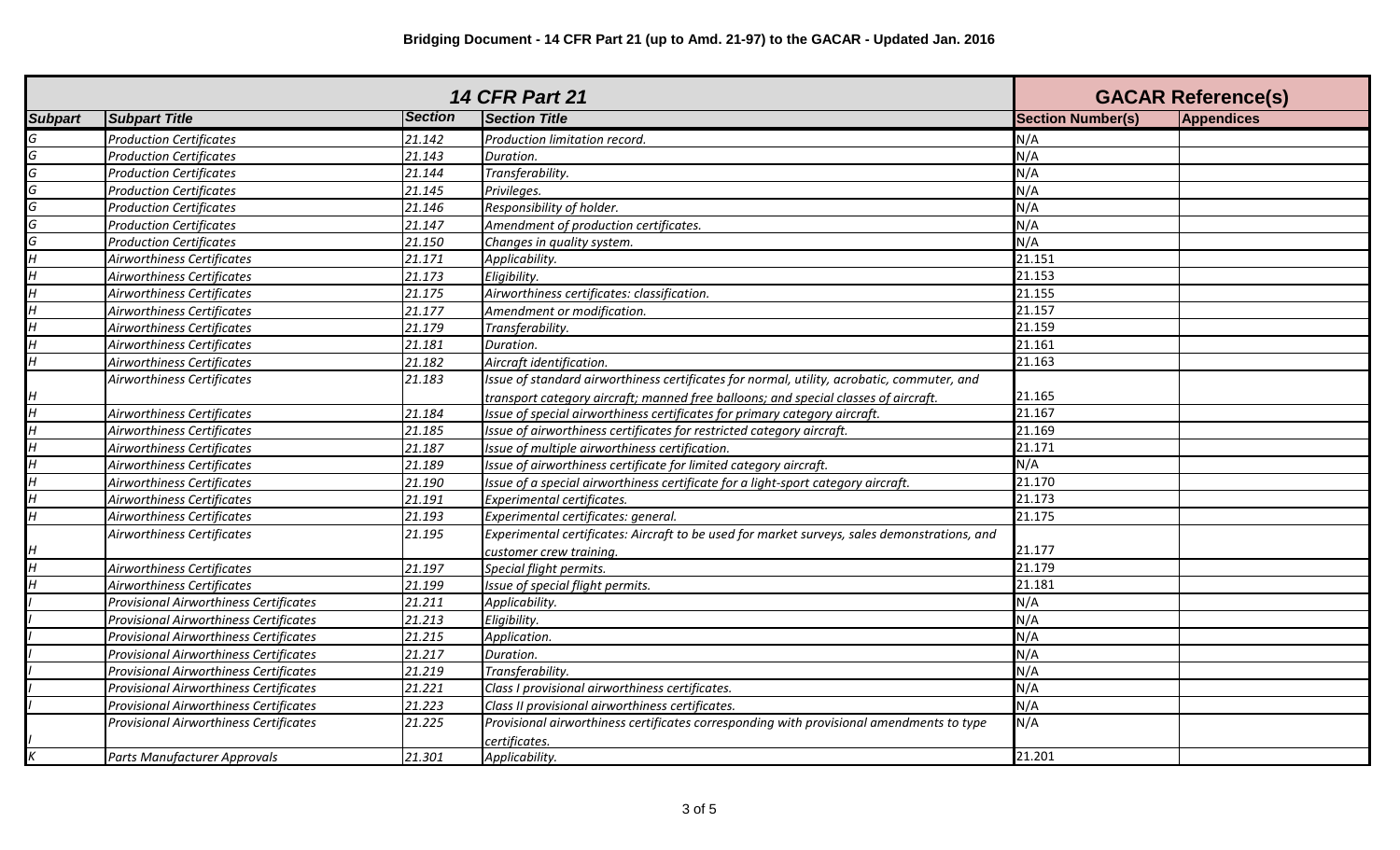**Bridging Document - 14 CFR Part 21 (up to Amd. 21-97) to the GACAR - Updated Jan. 2016**

| *14 CFR Part 21* | | | | **GACAR Reference(s)** | |
|---|---|---|---|---|---|
| **Subpart** | **Subpart Title** | **Section** | **Section Title** | **Section Number(s)** | **Appendices** |
| *G* | *Production Certificates* | *21.142* | *Production limitation record.* | N/A | |
| *G* | *Production Certificates* | *21.143* | *Duration.* | N/A | |
| *G* | *Production Certificates* | *21.144* | *Transferability.* | N/A | |
| *G* | *Production Certificates* | *21.145* | *Privileges.* | N/A | |
| *G* | *Production Certificates* | *21.146* | *Responsibility of holder.* | N/A | |
| *G* | *Production Certificates* | *21.147* | *Amendment of production certificates.* | N/A | |
| *G* | *Production Certificates* | *21.150* | *Changes in quality system.* | N/A | |
| *H* | *Airworthiness Certificates* | *21.171* | *Applicability.* | 21.151 | |
| *H* | *Airworthiness Certificates* | *21.173* | *Eligibility.* | 21.153 | |
| *H* | *Airworthiness Certificates* | *21.175* | *Airworthiness certificates: classification.* | 21.155 | |
| *H* | *Airworthiness Certificates* | *21.177* | *Amendment or modification.* | 21.157 | |
| *H* | *Airworthiness Certificates* | *21.179* | *Transferability.* | 21.159 | |
| *H* | *Airworthiness Certificates* | *21.181* | *Duration.* | 21.161 | |
| *H* | *Airworthiness Certificates* | *21.182* | *Aircraft identification.* | 21.163 | |
| *H* | *Airworthiness Certificates* | *21.183* | *Issue of standard airworthiness certificates for normal, utility, acrobatic, commuter, and transport category aircraft; manned free balloons; and special classes of aircraft.* | 21.165 | |
| *H* | *Airworthiness Certificates* | *21.184* | *Issue of special airworthiness certificates for primary category aircraft.* | 21.167 | |
| *H* | *Airworthiness Certificates* | *21.185* | *Issue of airworthiness certificates for restricted category aircraft.* | 21.169 | |
| *H* | *Airworthiness Certificates* | *21.187* | *Issue of multiple airworthiness certification.* | 21.171 | |
| *H* | *Airworthiness Certificates* | *21.189* | *Issue of airworthiness certificate for limited category aircraft.* | N/A | |
| *H* | *Airworthiness Certificates* | *21.190* | *Issue of a special airworthiness certificate for a light-sport category aircraft.* | 21.170 | |
| *H* | *Airworthiness Certificates* | *21.191* | *Experimental certificates.* | 21.173 | |
| *H* | *Airworthiness Certificates* | *21.193* | *Experimental certificates: general.* | 21.175 | |
| *H* | *Airworthiness Certificates* | *21.195* | *Experimental certificates: Aircraft to be used for market surveys, sales demonstrations, and customer crew training.* | 21.177 | |
| *H* | *Airworthiness Certificates* | *21.197* | *Special flight permits.* | 21.179 | |
| *H* | *Airworthiness Certificates* | *21.199* | *Issue of special flight permits.* | 21.181 | |
| *I* | *Provisional Airworthiness Certificates* | *21.211* | *Applicability.* | N/A | |
| *I* | *Provisional Airworthiness Certificates* | *21.213* | *Eligibility.* | N/A | |
| *I* | *Provisional Airworthiness Certificates* | *21.215* | *Application.* | N/A | |
| *I* | *Provisional Airworthiness Certificates* | *21.217* | *Duration.* | N/A | |
| *I* | *Provisional Airworthiness Certificates* | *21.219* | *Transferability.* | N/A | |
| *I* | *Provisional Airworthiness Certificates* | *21.221* | *Class I provisional airworthiness certificates.* | N/A | |
| *I* | *Provisional Airworthiness Certificates* | *21.223* | *Class II provisional airworthiness certificates.* | N/A | |
| *I* | *Provisional Airworthiness Certificates* | *21.225* | *Provisional airworthiness certificates corresponding with provisional amendments to type certificates.* | N/A | |
| *K* | *Parts Manufacturer Approvals* | *21.301* | *Applicability.* | 21.201 | |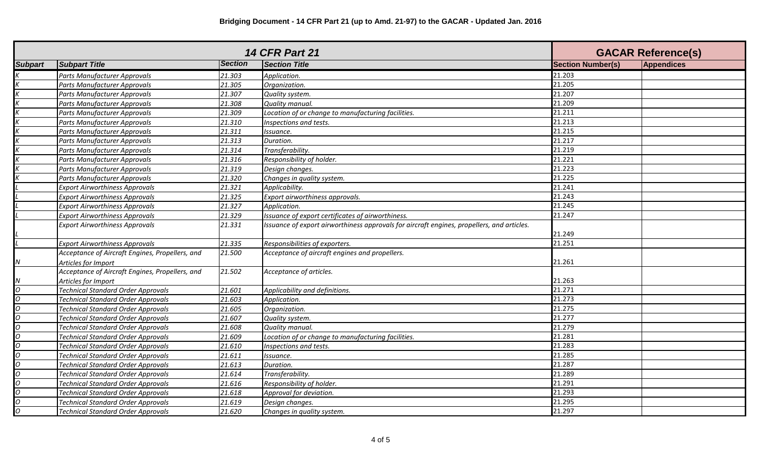**Bridging Document - 14 CFR Part 21 (up to Amd. 21-97) to the GACAR - Updated Jan. 2016**

| 14 CFR Part 21 | | | | GACAR Reference(s) | |
|---|---|---|---|---|---|
| **Subpart** | **Subpart Title** | **Section** | **Section Title** | **Section Number(s)** | **Appendices** |
| *K* | *Parts Manufacturer Approvals* | *21.303* | *Application.* | 21.203 | |
| *K* | *Parts Manufacturer Approvals* | *21.305* | *Organization.* | 21.205 | |
| *K* | *Parts Manufacturer Approvals* | *21.307* | *Quality system.* | 21.207 | |
| *K* | *Parts Manufacturer Approvals* | *21.308* | *Quality manual.* | 21.209 | |
| *K* | *Parts Manufacturer Approvals* | *21.309* | *Location of or change to manufacturing facilities.* | 21.211 | |
| *K* | *Parts Manufacturer Approvals* | *21.310* | *Inspections and tests.* | 21.213 | |
| *K* | *Parts Manufacturer Approvals* | *21.311* | *Issuance.* | 21.215 | |
| *K* | *Parts Manufacturer Approvals* | *21.313* | *Duration.* | 21.217 | |
| *K* | *Parts Manufacturer Approvals* | *21.314* | *Transferability.* | 21.219 | |
| *K* | *Parts Manufacturer Approvals* | *21.316* | *Responsibility of holder.* | 21.221 | |
| *K* | *Parts Manufacturer Approvals* | *21.319* | *Design changes.* | 21.223 | |
| *K* | *Parts Manufacturer Approvals* | *21.320* | *Changes in quality system.* | 21.225 | |
| *L* | *Export Airworthiness Approvals* | *21.321* | *Applicability.* | 21.241 | |
| *L* | *Export Airworthiness Approvals* | *21.325* | *Export airworthiness approvals.* | 21.243 | |
| *L* | *Export Airworthiness Approvals* | *21.327* | *Application.* | 21.245 | |
| *L* | *Export Airworthiness Approvals* | *21.329* | *Issuance of export certificates of airworthiness.* | 21.247 | |
| *L* | *Export Airworthiness Approvals* | *21.331* | *Issuance of export airworthiness approvals for aircraft engines, propellers, and articles.* | 21.249 | |
| *L* | *Export Airworthiness Approvals* | *21.335* | *Responsibilities of exporters.* | 21.251 | |
| *N* | *Acceptance of Aircraft Engines, Propellers, and Articles for Import* | *21.500* | *Acceptance of aircraft engines and propellers.* | 21.261 | |
| *N* | *Acceptance of Aircraft Engines, Propellers, and Articles for Import* | *21.502* | *Acceptance of articles.* | 21.263 | |
| *O* | *Technical Standard Order Approvals* | *21.601* | *Applicability and definitions.* | 21.271 | |
| *O* | *Technical Standard Order Approvals* | *21.603* | *Application.* | 21.273 | |
| *O* | *Technical Standard Order Approvals* | *21.605* | *Organization.* | 21.275 | |
| *O* | *Technical Standard Order Approvals* | *21.607* | *Quality system.* | 21.277 | |
| *O* | *Technical Standard Order Approvals* | *21.608* | *Quality manual.* | 21.279 | |
| *O* | *Technical Standard Order Approvals* | *21.609* | *Location of or change to manufacturing facilities.* | 21.281 | |
| *O* | *Technical Standard Order Approvals* | *21.610* | *Inspections and tests.* | 21.283 | |
| *O* | *Technical Standard Order Approvals* | *21.611* | *Issuance.* | 21.285 | |
| *O* | *Technical Standard Order Approvals* | *21.613* | *Duration.* | 21.287 | |
| *O* | *Technical Standard Order Approvals* | *21.614* | *Transferability.* | 21.289 | |
| *O* | *Technical Standard Order Approvals* | *21.616* | *Responsibility of holder.* | 21.291 | |
| *O* | *Technical Standard Order Approvals* | *21.618* | *Approval for deviation.* | 21.293 | |
| *O* | *Technical Standard Order Approvals* | *21.619* | *Design changes.* | 21.295 | |
| *O* | *Technical Standard Order Approvals* | *21.620* | *Changes in quality system.* | 21.297 | |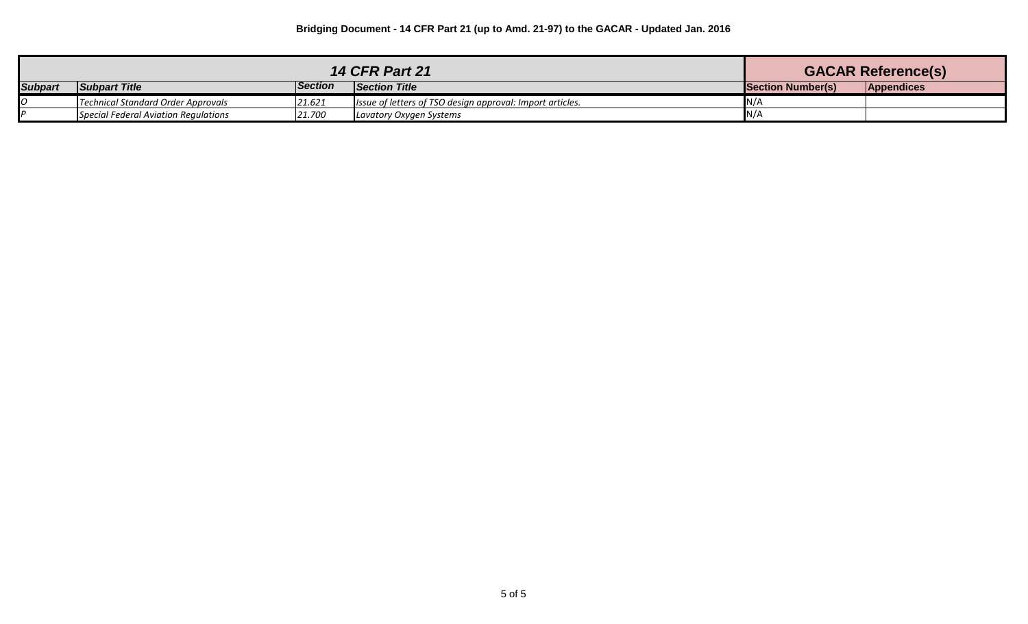**Bridging Document - 14 CFR Part 21 (up to Amd. 21-97) to the GACAR - Updated Jan. 2016**

| ***14 CFR Part 21*** | | | | **GACAR Reference(s)** | |
|---|---|---|---|---|---|
| ***Subpart*** | ***Subpart Title*** | ***Section*** | ***Section Title*** | **Section Number(s)** | **Appendices** |
| *O* | *Technical Standard Order Approvals* | *21.621* | *Issue of letters of TSO design approval: Import articles.* | N/A | |
| *P* | *Special Federal Aviation Regulations* | *21.700* | *Lavatory Oxygen Systems* | N/A | |